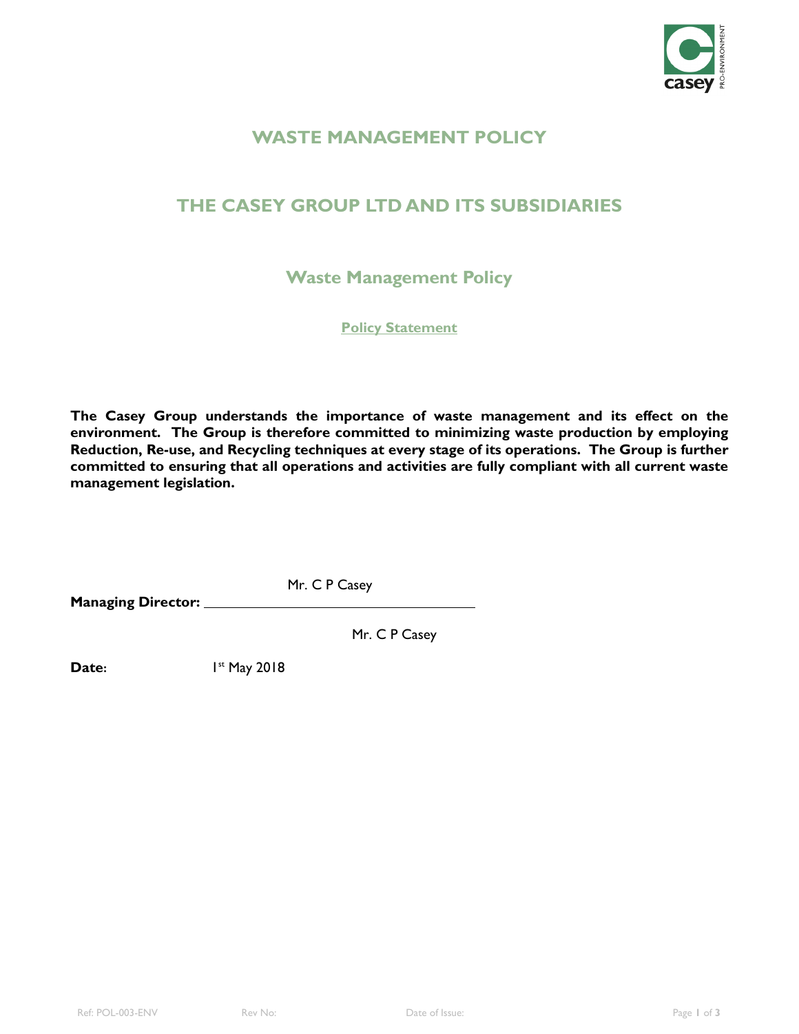# WASTE MANAGEMENT POLICY

# THE CASEY GROUP LTD AND ITS SUBSIDIARIES

## Waste Management Policy

### Policy Statement

**The Casey Group understands the importance of waste management and its effect on the environment. The Group is therefore committed to minimizing waste production by employing Reduction, Re-use, and Recycling techniques at every stage of its operations. The Group is further committed to ensuring that all operations and activities are fully compliant with all current waste management legislation.**

**Managing Director:** Mr. C P Casey

Mr. C P Casey

**Date**: 1st May 2018

Ref: POL-003-ENV Rev No: Date of Issue: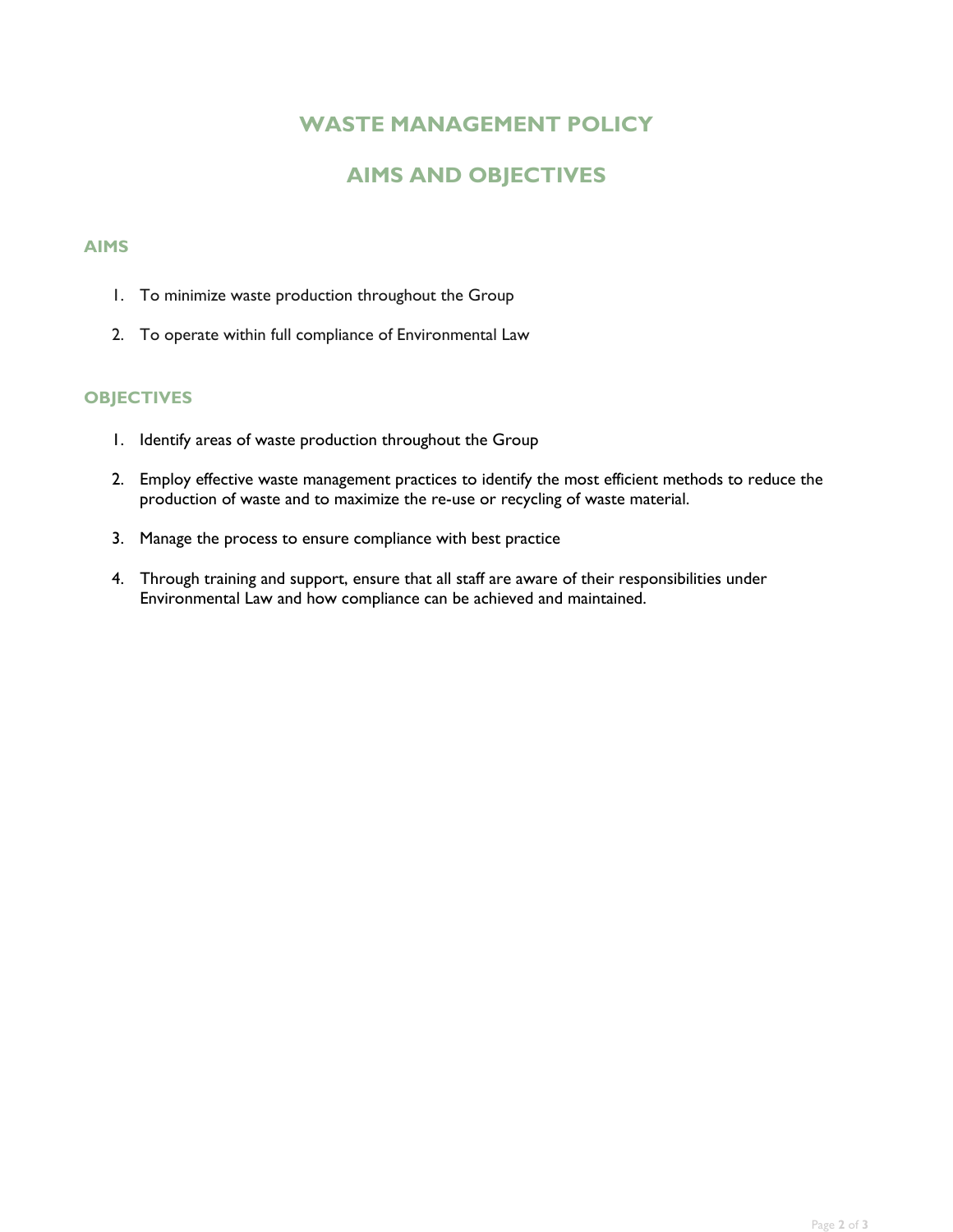# WASTE MANAGEMENT POLICY

# AIMS AND OBJECTIVES

## AIMS

1. To minimize waste production throughout the Group
2. To operate within full compliance of Environmental Law

## OBJECTIVES

1. Identify areas of waste production throughout the Group
2. Employ effective waste management practices to identify the most efficient methods to reduce the production of waste and to maximize the re-use or recycling of waste material.
3. Manage the process to ensure compliance with best practice
4. Through training and support, ensure that all staff are aware of their responsibilities under Environmental Law and how compliance can be achieved and maintained.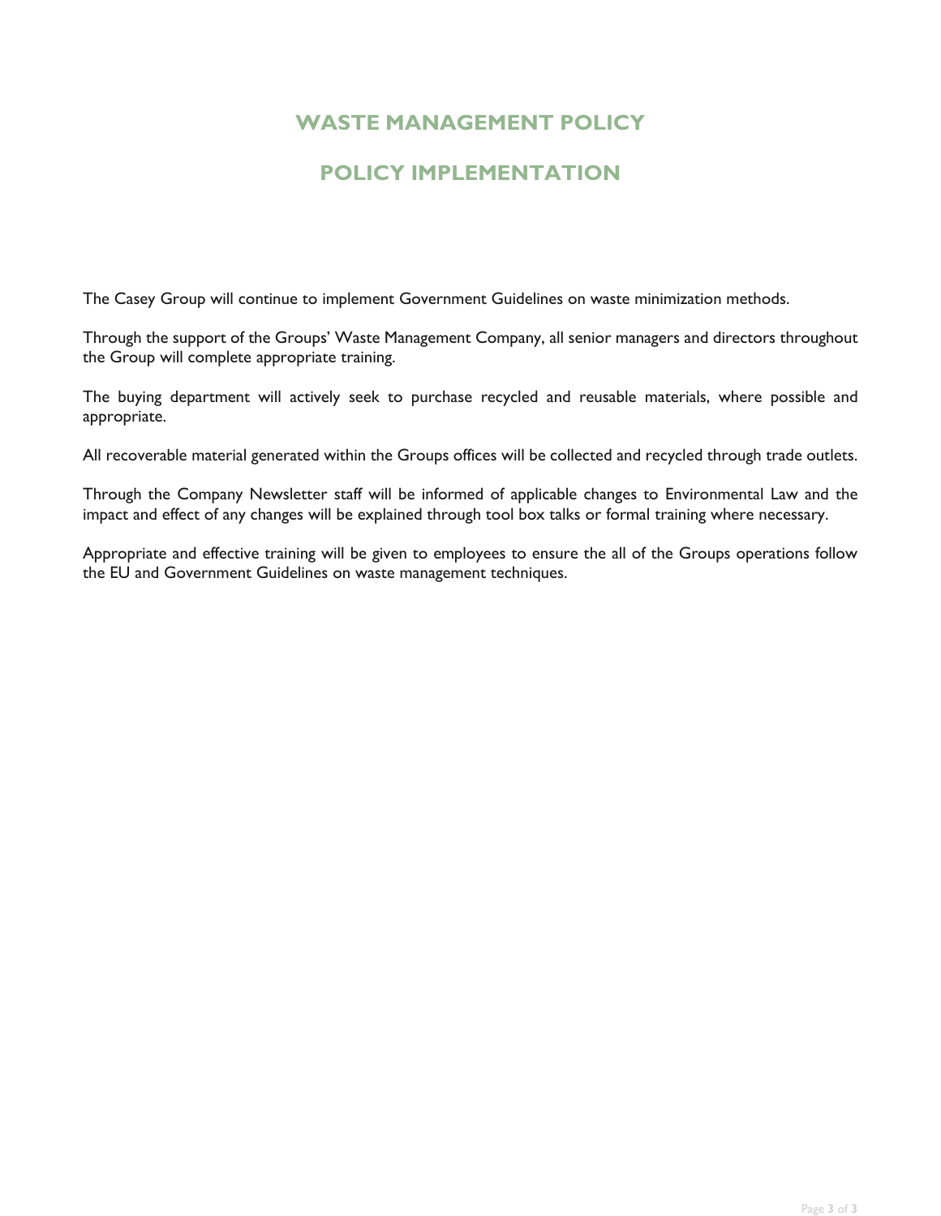# WASTE MANAGEMENT POLICY

## POLICY IMPLEMENTATION

The Casey Group will continue to implement Government Guidelines on waste minimization methods.

Through the support of the Groups' Waste Management Company, all senior managers and directors throughout the Group will complete appropriate training.

The buying department will actively seek to purchase recycled and reusable materials, where possible and appropriate.

All recoverable material generated within the Groups offices will be collected and recycled through trade outlets.

Through the Company Newsletter staff will be informed of applicable changes to Environmental Law and the impact and effect of any changes will be explained through tool box talks or formal training where necessary.

Appropriate and effective training will be given to employees to ensure the all of the Groups operations follow the EU and Government Guidelines on waste management techniques.